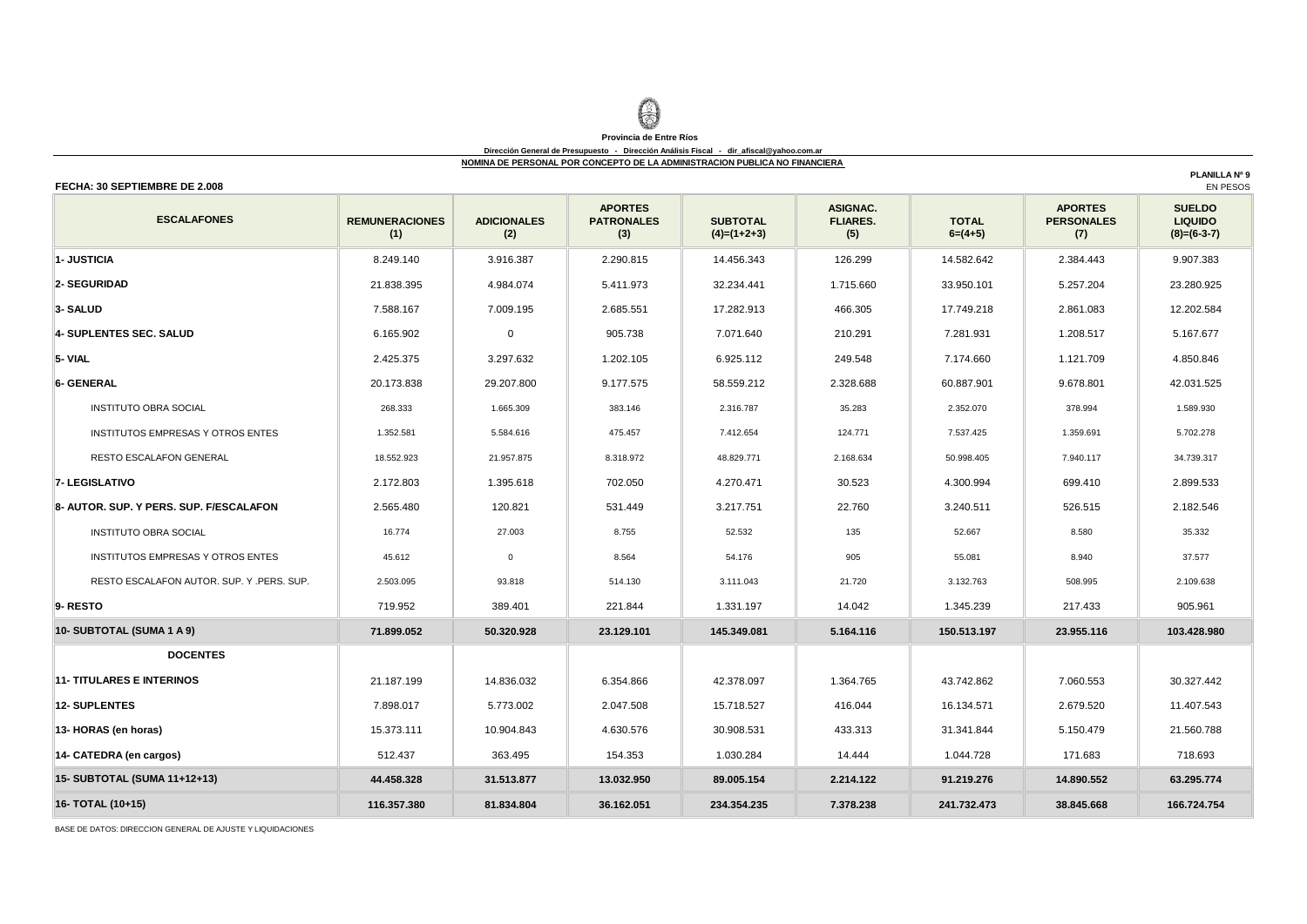**Provincia de Entre Ríos**

**Dirección General de Presupuesto - Dirección Análisis Fiscal - dir_afiscal@yahoo.com.ar**

**NOMINA DE PERSONAL POR CONCEPTO DE LA ADMINISTRACION PUBLICA NO FINANCIERA**

**PLANILLA Nº 9**

**FECHA: 30 SEPTIEMBRE DE 2.008** EN PESOS

| ESCALAFONES | REMUNERACIONES (1) | ADICIONALES (2) | APORTES PATRONALES (3) | SUBTOTAL (4)=(1+2+3) | ASIGNAC. FLIARES. (5) | TOTAL 6=(4+5) | APORTES PERSONALES (7) | SUELDO LIQUIDO (8)=(6-3-7) |
|---|---|---|---|---|---|---|---|---|
| **1- JUSTICIA** | 8.249.140 | 3.916.387 | 2.290.815 | 14.456.343 | 126.299 | 14.582.642 | 2.384.443 | 9.907.383 |
| **2- SEGURIDAD** | 21.838.395 | 4.984.074 | 5.411.973 | 32.234.441 | 1.715.660 | 33.950.101 | 5.257.204 | 23.280.925 |
| **3- SALUD** | 7.588.167 | 7.009.195 | 2.685.551 | 17.282.913 | 466.305 | 17.749.218 | 2.861.083 | 12.202.584 |
| **4- SUPLENTES SEC. SALUD** | 6.165.902 | 0 | 905.738 | 7.071.640 | 210.291 | 7.281.931 | 1.208.517 | 5.167.677 |
| **5- VIAL** | 2.425.375 | 3.297.632 | 1.202.105 | 6.925.112 | 249.548 | 7.174.660 | 1.121.709 | 4.850.846 |
| **6- GENERAL** | 20.173.838 | 29.207.800 | 9.177.575 | 58.559.212 | 2.328.688 | 60.887.901 | 9.678.801 | 42.031.525 |
| INSTITUTO OBRA SOCIAL | 268.333 | 1.665.309 | 383.146 | 2.316.787 | 35.283 | 2.352.070 | 378.994 | 1.589.930 |
| INSTITUTOS EMPRESAS Y OTROS ENTES | 1.352.581 | 5.584.616 | 475.457 | 7.412.654 | 124.771 | 7.537.425 | 1.359.691 | 5.702.278 |
| RESTO ESCALAFON GENERAL | 18.552.923 | 21.957.875 | 8.318.972 | 48.829.771 | 2.168.634 | 50.998.405 | 7.940.117 | 34.739.317 |
| **7- LEGISLATIVO** | 2.172.803 | 1.395.618 | 702.050 | 4.270.471 | 30.523 | 4.300.994 | 699.410 | 2.899.533 |
| **8- AUTOR. SUP. Y PERS. SUP. F/ESCALAFON** | 2.565.480 | 120.821 | 531.449 | 3.217.751 | 22.760 | 3.240.511 | 526.515 | 2.182.546 |
| INSTITUTO OBRA SOCIAL | 16.774 | 27.003 | 8.755 | 52.532 | 135 | 52.667 | 8.580 | 35.332 |
| INSTITUTOS EMPRESAS Y OTROS ENTES | 45.612 | 0 | 8.564 | 54.176 | 905 | 55.081 | 8.940 | 37.577 |
| RESTO ESCALAFON AUTOR. SUP. Y .PERS. SUP. | 2.503.095 | 93.818 | 514.130 | 3.111.043 | 21.720 | 3.132.763 | 508.995 | 2.109.638 |
| **9- RESTO** | 719.952 | 389.401 | 221.844 | 1.331.197 | 14.042 | 1.345.239 | 217.433 | 905.961 |
| **10- SUBTOTAL (SUMA 1 A 9)** | **71.899.052** | **50.320.928** | **23.129.101** | **145.349.081** | **5.164.116** | **150.513.197** | **23.955.116** | **103.428.980** |
| **DOCENTES** | | | | | | | | |
| **11- TITULARES E INTERINOS** | 21.187.199 | 14.836.032 | 6.354.866 | 42.378.097 | 1.364.765 | 43.742.862 | 7.060.553 | 30.327.442 |
| **12- SUPLENTES** | 7.898.017 | 5.773.002 | 2.047.508 | 15.718.527 | 416.044 | 16.134.571 | 2.679.520 | 11.407.543 |
| **13- HORAS (en horas)** | 15.373.111 | 10.904.843 | 4.630.576 | 30.908.531 | 433.313 | 31.341.844 | 5.150.479 | 21.560.788 |
| **14- CATEDRA (en cargos)** | 512.437 | 363.495 | 154.353 | 1.030.284 | 14.444 | 1.044.728 | 171.683 | 718.693 |
| **15- SUBTOTAL (SUMA 11+12+13)** | **44.458.328** | **31.513.877** | **13.032.950** | **89.005.154** | **2.214.122** | **91.219.276** | **14.890.552** | **63.295.774** |
| **16- TOTAL (10+15)** | **116.357.380** | **81.834.804** | **36.162.051** | **234.354.235** | **7.378.238** | **241.732.473** | **38.845.668** | **166.724.754** |

BASE DE DATOS: DIRECCION GENERAL DE AJUSTE Y LIQUIDACIONES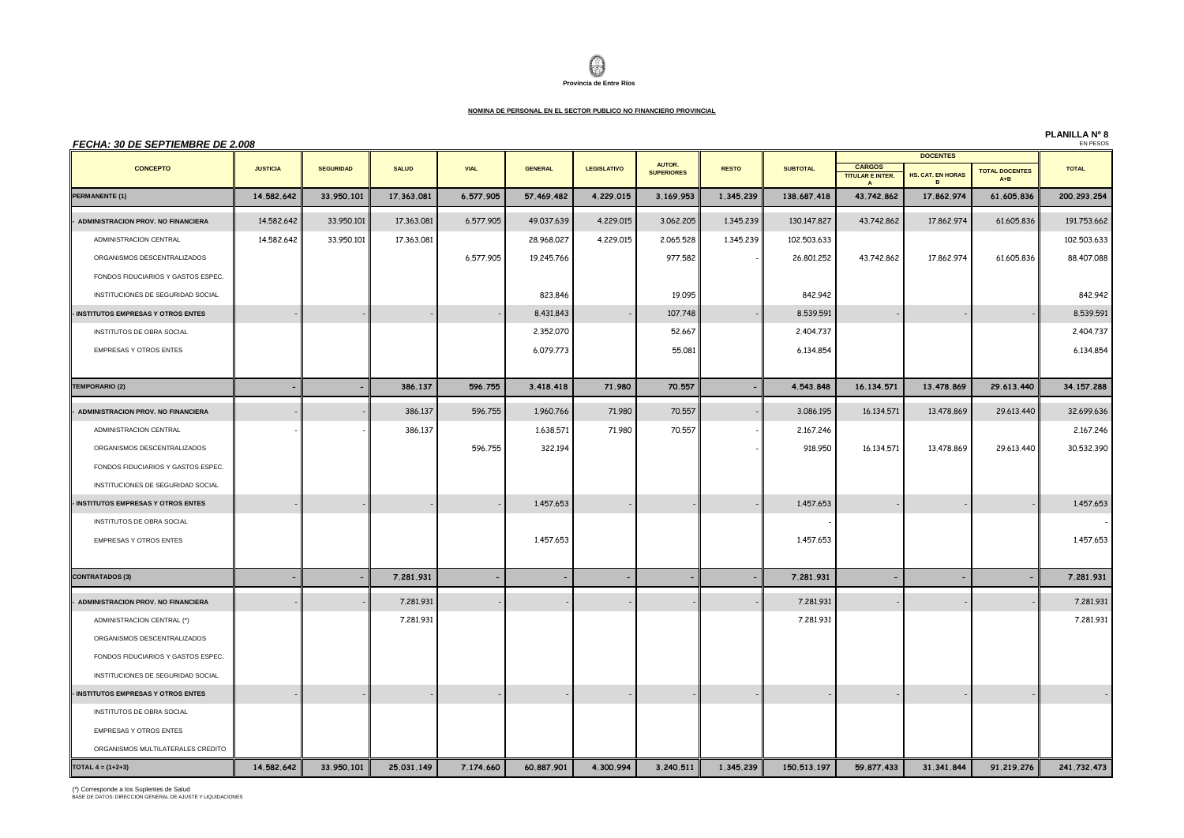**Provincia de Entre Ríos**

**NOMINA DE PERSONAL EN EL SECTOR PUBLICO NO FINANCIERO PROVINCIAL**

***FECHA: 30 DE SEPTIEMBRE DE 2.008***

**PLANILLA Nº 8**
EN PESOS

| CONCEPTO | JUSTICIA | SEGURIDAD | SALUD | VIAL | GENERAL | LEGISLATIVO | AUTOR. SUPERIORES | RESTO | SUBTOTAL | DOCENTES | | | TOTAL |
|---|---|---|---|---|---|---|---|---|---|---|---|---|---|
| | | | | | | | | | | CARGOS TITULAR E INTER. A | HS. CAT. EN HORAS B | TOTAL DOCENTES A+B | |
| **PERMANENTE (1)** | **14.582.642** | **33.950.101** | **17.363.081** | **6.577.905** | **57.469.482** | **4.229.015** | **3.169.953** | **1.345.239** | **138.687.418** | **43.742.862** | **17.862.974** | **61.605.836** | **200.293.254** |
| **- ADMINISTRACION PROV. NO FINANCIERA** | 14.582.642 | 33.950.101 | 17.363.081 | 6.577.905 | 49.037.639 | 4.229.015 | 3.062.205 | 1.345.239 | 130.147.827 | 43.742.862 | 17.862.974 | 61.605.836 | 191.753.662 |
| ADMINISTRACION CENTRAL | 14.582.642 | 33.950.101 | 17.363.081 | | 28.968.027 | 4.229.015 | 2.065.528 | 1.345.239 | 102.503.633 | | | | 102.503.633 |
| ORGANISMOS DESCENTRALIZADOS | | | | 6.577.905 | 19.245.766 | | 977.582 | - | 26.801.252 | 43.742.862 | 17.862.974 | 61.605.836 | 88.407.088 |
| FONDOS FIDUCIARIOS Y GASTOS ESPEC. | | | | | | | | | | | | | |
| INSTITUCIONES DE SEGURIDAD SOCIAL | | | | | 823.846 | | 19.095 | | 842.942 | | | | 842.942 |
| **- INSTITUTOS EMPRESAS Y OTROS ENTES** | - | - | - | - | 8.431.843 | - | 107.748 | - | 8.539.591 | - | - | - | 8.539.591 |
| INSTITUTOS DE OBRA SOCIAL | | | | | 2.352.070 | | 52.667 | | 2.404.737 | | | | 2.404.737 |
| EMPRESAS Y OTROS ENTES | | | | | 6.079.773 | | 55.081 | | 6.134.854 | | | | 6.134.854 |
| **TEMPORARIO (2)** | **-** | **-** | **386.137** | **596.755** | **3.418.418** | **71.980** | **70.557** | **-** | **4.543.848** | **16.134.571** | **13.478.869** | **29.613.440** | **34.157.288** |
| **- ADMINISTRACION PROV. NO FINANCIERA** | - | - | 386.137 | 596.755 | 1.960.766 | 71.980 | 70.557 | - | 3.086.195 | 16.134.571 | 13.478.869 | 29.613.440 | 32.699.636 |
| ADMINISTRACION CENTRAL | - | - | 386.137 | | 1.638.571 | 71.980 | 70.557 | - | 2.167.246 | | | | 2.167.246 |
| ORGANISMOS DESCENTRALIZADOS | | | | 596.755 | 322.194 | | | - | 918.950 | 16.134.571 | 13.478.869 | 29.613.440 | 30.532.390 |
| FONDOS FIDUCIARIOS Y GASTOS ESPEC. | | | | | | | | | | | | | |
| INSTITUCIONES DE SEGURIDAD SOCIAL | | | | | | | | | | | | | |
| **- INSTITUTOS EMPRESAS Y OTROS ENTES** | - | - | - | - | 1.457.653 | - | - | - | 1.457.653 | - | - | - | 1.457.653 |
| INSTITUTOS DE OBRA SOCIAL | | | | | | | | | - | | | | - |
| EMPRESAS Y OTROS ENTES | | | | | 1.457.653 | | | | 1.457.653 | | | | 1.457.653 |
| **CONTRATADOS (3)** | **-** | **-** | **7.281.931** | **-** | **-** | **-** | **-** | **-** | **7.281.931** | **-** | **-** | **-** | **7.281.931** |
| **- ADMINISTRACION PROV. NO FINANCIERA** | - | - | 7.281.931 | - | - | - | - | - | 7.281.931 | - | - | - | 7.281.931 |
| ADMINISTRACION CENTRAL (*) | | | 7.281.931 | | | | | | 7.281.931 | | | | 7.281.931 |
| ORGANISMOS DESCENTRALIZADOS | | | | | | | | | | | | | |
| FONDOS FIDUCIARIOS Y GASTOS ESPEC. | | | | | | | | | | | | | |
| INSTITUCIONES DE SEGURIDAD SOCIAL | | | | | | | | | | | | | |
| **- INSTITUTOS EMPRESAS Y OTROS ENTES** | - | - | - | - | - | - | - | - | - | - | - | - | - |
| INSTITUTOS DE OBRA SOCIAL | | | | | | | | | | | | | |
| EMPRESAS Y OTROS ENTES | | | | | | | | | | | | | |
| ORGANISMOS MULTILATERALES CREDITO | | | | | | | | | | | | | |
| **TOTAL 4 = (1+2+3)** | **14.582.642** | **33.950.101** | **25.031.149** | **7.174.660** | **60.887.901** | **4.300.994** | **3.240.511** | **1.345.239** | **150.513.197** | **59.877.433** | **31.341.844** | **91.219.276** | **241.732.473** |

(*) Corresponde a los Suplentes de Salud
BASE DE DATOS: DIRECCION GENERAL DE AJUSTE Y LIQUIDACIONES